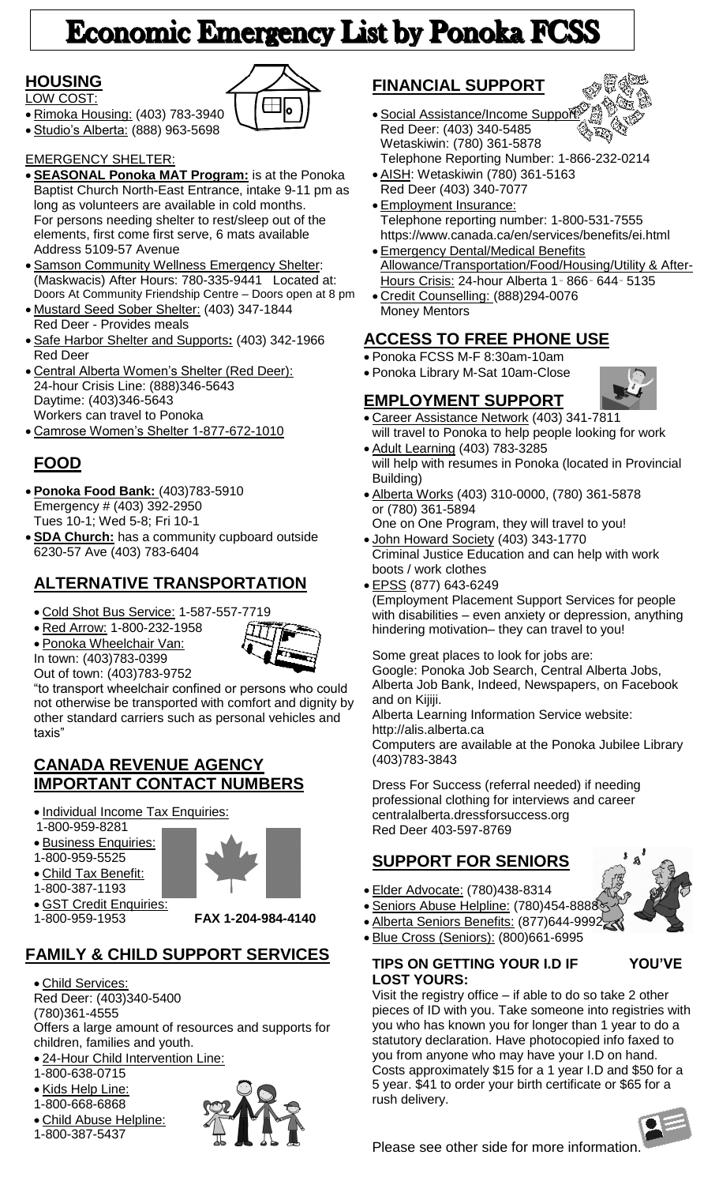# Economic Emergency List by Ponoka FCSS

## HOUSING

LOW COST:

- Rimoka Housing: (403) 783-3940
- Studio's Alberta: (888) 963-5698

EMERGENCY SHELTER:

- **SEASONAL Ponoka MAT Program:** is at the Ponoka Baptist Church North-East Entrance, intake 9-11 pm as long as volunteers are available in cold months. For persons needing shelter to rest/sleep out of the elements, first come first serve, 6 mats available Address 5109-57 Avenue
- Samson Community Wellness Emergency Shelter: (Maskwacis) After Hours: 780-335-9441 Located at: Doors At Community Friendship Centre – Doors open at 8 pm
- Mustard Seed Sober Shelter: (403) 347-1844 Red Deer - Provides meals
- Safe Harbor Shelter and Supports**:** (403) 342-1966 Red Deer
- Central Alberta Women's Shelter (Red Deer): 24-hour Crisis Line: (888)346-5643 Daytime: (403)346-5643 Workers can travel to Ponoka
- Camrose Women's Shelter 1-877-672-1010

## FOOD

- **Ponoka Food Bank:** (403)783-5910 Emergency # (403) 392-2950 Tues 10-1; Wed 5-8; Fri 10-1
- **SDA Church:** has a community cupboard outside 6230-57 Ave (403) 783-6404

## ALTERNATIVE TRANSPORTATION

- Cold Shot Bus Service: 1-587-557-7719
- Red Arrow: 1-800-232-1958
- Ponoka Wheelchair Van: In town: (403)783-0399 Out of town: (403)783-9752

"to transport wheelchair confined or persons who could not otherwise be transported with comfort and dignity by other standard carriers such as personal vehicles and taxis"

## CANADA REVENUE AGENCY IMPORTANT CONTACT NUMBERS

- Individual Income Tax Enquiries: 1-800-959-8281
- Business Enquiries: 1-800-959-5525
- Child Tax Benefit: 1-800-387-1193
- GST Credit Enquiries: 1-800-959-1953

**FAX 1-204-984-4140**

## FAMILY & CHILD SUPPORT SERVICES

- Child Services: Red Deer: (403)340-5400 (780)361-4555 Offers a large amount of resources and supports for children, families and youth.
- 24-Hour Child Intervention Line: 1-800-638-0715
- Kids Help Line: 1-800-668-6868
- Child Abuse Helpline: 1-800-387-5437

## FINANCIAL SUPPORT

- Social Assistance/Income Support: Red Deer: (403) 340-5485 Wetaskiwin: (780) 361-5878 Telephone Reporting Number: 1-866-232-0214
- AISH: Wetaskiwin (780) 361-5163 Red Deer (403) 340-7077
- Employment Insurance: Telephone reporting number: 1-800-531-7555 https://www.canada.ca/en/services/benefits/ei.html
- Emergency Dental/Medical Benefits Allowance/Transportation/Food/Housing/Utility & After-Hours Crisis: 24-hour Alberta 1-866-644-5135
- Credit Counselling: (888)294-0076 Money Mentors

## ACCESS TO FREE PHONE USE

- Ponoka FCSS M-F 8:30am-10am
- Ponoka Library M-Sat 10am-Close

## EMPLOYMENT SUPPORT

- Career Assistance Network (403) 341-7811 will travel to Ponoka to help people looking for work
- Adult Learning (403) 783-3285 will help with resumes in Ponoka (located in Provincial Building)
- Alberta Works (403) 310-0000, (780) 361-5878 or (780) 361-5894 One on One Program, they will travel to you!
- John Howard Society (403) 343-1770 Criminal Justice Education and can help with work boots / work clothes
- EPSS (877) 643-6249 (Employment Placement Support Services for people with disabilities – even anxiety or depression, anything hindering motivation– they can travel to you!

Some great places to look for jobs are: Google: Ponoka Job Search, Central Alberta Jobs, Alberta Job Bank, Indeed, Newspapers, on Facebook and on Kijiji.

Alberta Learning Information Service website: http://alis.alberta.ca

Computers are available at the Ponoka Jubilee Library (403)783-3843

Dress For Success (referral needed) if needing professional clothing for interviews and career centralalberta.dressforsuccess.org Red Deer 403-597-8769

## SUPPORT FOR SENIORS

- Elder Advocate: (780)438-8314
- Seniors Abuse Helpline: (780)454-8888
- Alberta Seniors Benefits: (877)644-9992
- Blue Cross (Seniors): (800)661-6995

### TIPS ON GETTING YOUR I.D IF YOU'VE LOST YOURS:

Visit the registry office – if able to do so take 2 other pieces of ID with you. Take someone into registries with you who has known you for longer than 1 year to do a statutory declaration. Have photocopied info faxed to you from anyone who may have your I.D on hand. Costs approximately $15 for a 1 year I.D and $50 for a 5 year. $41 to order your birth certificate or $65 for a rush delivery.

Please see other side for more information.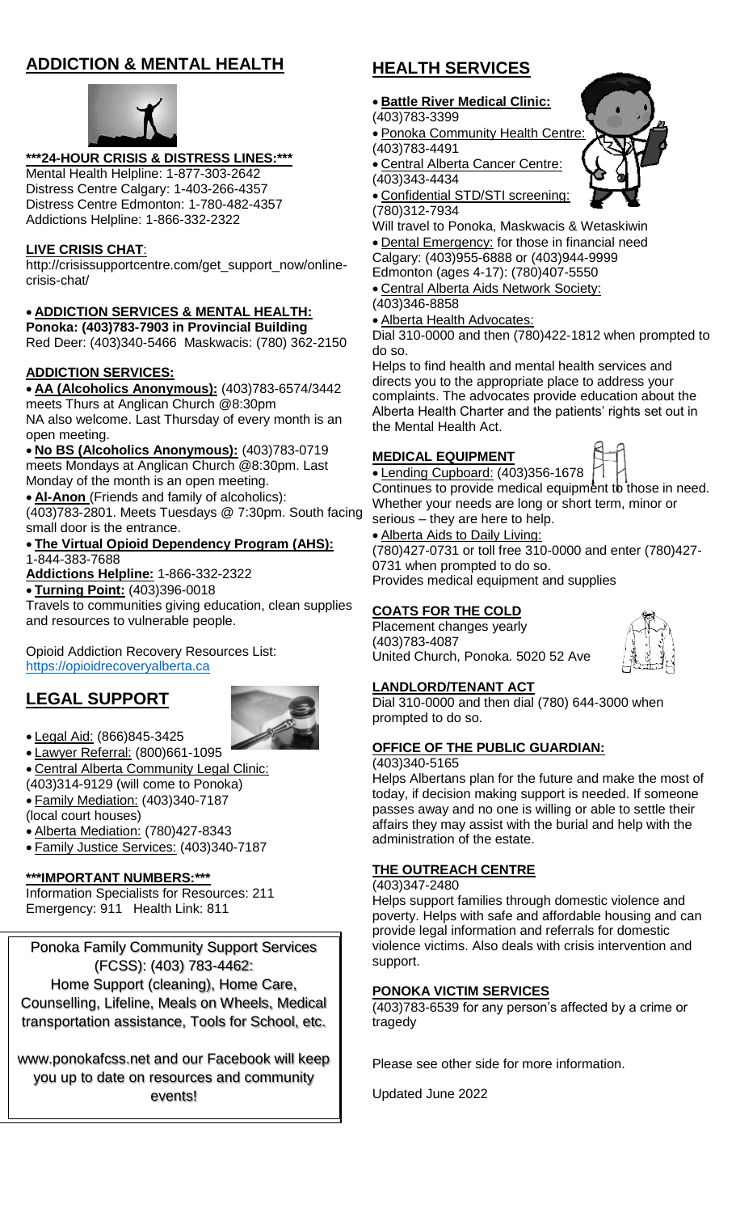## ADDICTION & MENTAL HEALTH

**\*\*\*24-HOUR CRISIS & DISTRESS LINES:\*\*\***

Mental Health Helpline: 1-877-303-2642
Distress Centre Calgary: 1-403-266-4357
Distress Centre Edmonton: 1-780-482-4357
Addictions Helpline: 1-866-332-2322

**LIVE CRISIS CHAT**:

http://crisissupportcentre.com/get_support_now/online-crisis-chat/

- **ADDICTION SERVICES & MENTAL HEALTH:**

**Ponoka: (403)783-7903 in Provincial Building**
Red Deer: (403)340-5466 Maskwacis: (780) 362-2150

**ADDICTION SERVICES:**

- **AA (Alcoholics Anonymous):** (403)783-6574/3442 meets Thurs at Anglican Church @8:30pm
NA also welcome. Last Thursday of every month is an open meeting.
- **No BS (Alcoholics Anonymous):** (403)783-0719 meets Mondays at Anglican Church @8:30pm. Last Monday of the month is an open meeting.
- **Al-Anon** (Friends and family of alcoholics): (403)783-2801. Meets Tuesdays @ 7:30pm. South facing small door is the entrance.
- **The Virtual Opioid Dependency Program (AHS):** 1-844-383-7688

**Addictions Helpline:** 1-866-332-2322

- **Turning Point:** (403)396-0018
Travels to communities giving education, clean supplies and resources to vulnerable people.

Opioid Addiction Recovery Resources List:
https://opioidrecoveryalberta.ca

## LEGAL SUPPORT

- Legal Aid: (866)845-3425
- Lawyer Referral: (800)661-1095
- Central Alberta Community Legal Clinic: (403)314-9129 (will come to Ponoka)
- Family Mediation: (403)340-7187 (local court houses)
- Alberta Mediation: (780)427-8343
- Family Justice Services: (403)340-7187

**\*\*\*IMPORTANT NUMBERS:\*\*\***

Information Specialists for Resources: 211
Emergency: 911 Health Link: 811

Ponoka Family Community Support Services (FCSS): (403) 783-4462:
Home Support (cleaning), Home Care, Counselling, Lifeline, Meals on Wheels, Medical transportation assistance, Tools for School, etc.

www.ponokafcss.net and our Facebook will keep you up to date on resources and community events!

## HEALTH SERVICES

- **Battle River Medical Clinic:** (403)783-3399
- Ponoka Community Health Centre: (403)783-4491
- Central Alberta Cancer Centre: (403)343-4434
- Confidential STD/STI screening: (780)312-7934
Will travel to Ponoka, Maskwacis & Wetaskiwin
- Dental Emergency: for those in financial need
Calgary: (403)955-6888 or (403)944-9999
Edmonton (ages 4-17): (780)407-5550
- Central Alberta Aids Network Society: (403)346-8858
- Alberta Health Advocates:
Dial 310-0000 and then (780)422-1812 when prompted to do so.
Helps to find health and mental health services and directs you to the appropriate place to address your complaints. The advocates provide education about the Alberta Health Charter and the patients' rights set out in the Mental Health Act.

**MEDICAL EQUIPMENT**

- Lending Cupboard: (403)356-1678
Continues to provide medical equipment to those in need. Whether your needs are long or short term, minor or serious – they are here to help.
- Alberta Aids to Daily Living:
(780)427-0731 or toll free 310-0000 and enter (780)427-0731 when prompted to do so.
Provides medical equipment and supplies

**COATS FOR THE COLD**

Placement changes yearly
(403)783-4087
United Church, Ponoka. 5020 52 Ave

**LANDLORD/TENANT ACT**

Dial 310-0000 and then dial (780) 644-3000 when prompted to do so.

**OFFICE OF THE PUBLIC GUARDIAN:**

(403)340-5165
Helps Albertans plan for the future and make the most of today, if decision making support is needed. If someone passes away and no one is willing or able to settle their affairs they may assist with the burial and help with the administration of the estate.

**THE OUTREACH CENTRE**

(403)347-2480
Helps support families through domestic violence and poverty. Helps with safe and affordable housing and can provide legal information and referrals for domestic violence victims. Also deals with crisis intervention and support.

**PONOKA VICTIM SERVICES**

(403)783-6539 for any person's affected by a crime or tragedy

Please see other side for more information.

Updated June 2022